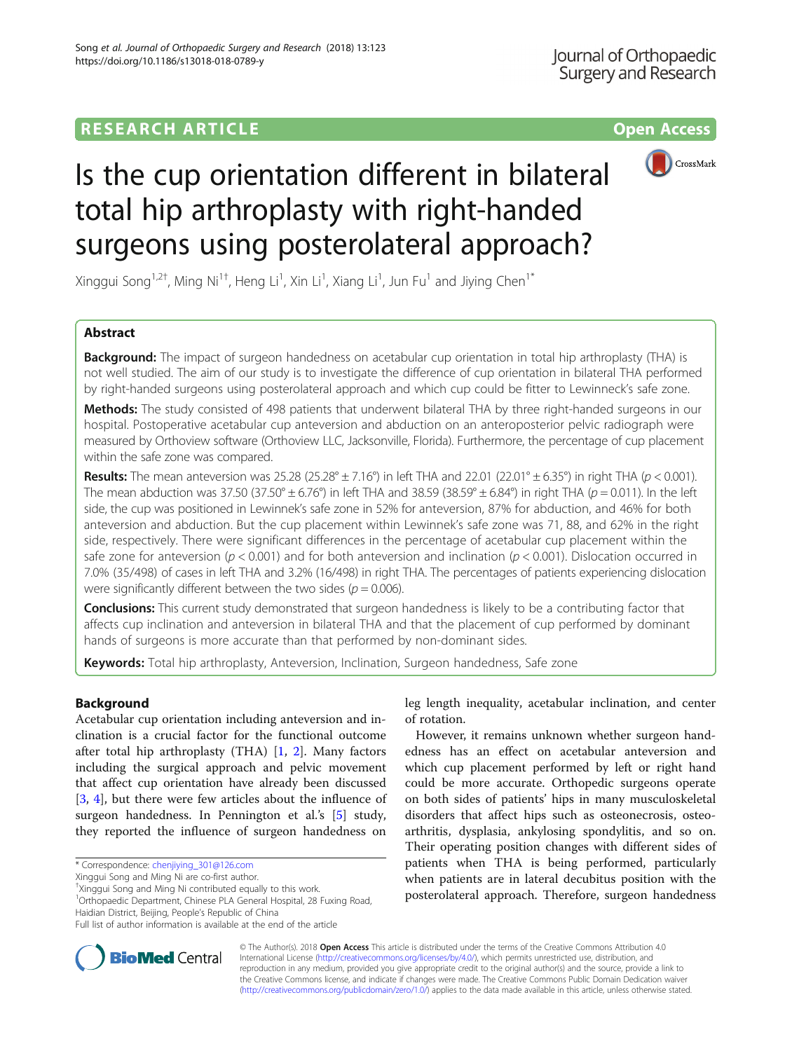RESEARCH ARTICLE

Open Access

# Is the cup orientation different in bilateral total hip arthroplasty with right-handed surgeons using posterolateral approach?

Xinggui Song[1,2†], Ming Ni[1†], Heng Li[1], Xin Li[1], Xiang Li[1], Jun Fu[1] and Jiying Chen[1*]

## Abstract

**Background:** The impact of surgeon handedness on acetabular cup orientation in total hip arthroplasty (THA) is not well studied. The aim of our study is to investigate the difference of cup orientation in bilateral THA performed by right-handed surgeons using posterolateral approach and which cup could be fitter to Lewinneck's safe zone.

**Methods:** The study consisted of 498 patients that underwent bilateral THA by three right-handed surgeons in our hospital. Postoperative acetabular cup anteversion and abduction on an anteroposterior pelvic radiograph were measured by Orthoview software (Orthoview LLC, Jacksonville, Florida). Furthermore, the percentage of cup placement within the safe zone was compared.

**Results:** The mean anteversion was 25.28 (25.28° ± 7.16°) in left THA and 22.01 (22.01° ± 6.35°) in right THA ($p < 0.001$). The mean abduction was 37.50 (37.50° ± 6.76°) in left THA and 38.59 (38.59° ± 6.84°) in right THA ($p = 0.011$). In the left side, the cup was positioned in Lewinneck's safe zone in 52% for anteversion, 87% for abduction, and 46% for both anteversion and abduction. But the cup placement within Lewinneck's safe zone was 71, 88, and 62% in the right side, respectively. There were significant differences in the percentage of acetabular cup placement within the safe zone for anteversion ($p < 0.001$) and for both anteversion and inclination ($p < 0.001$). Dislocation occurred in 7.0% (35/498) of cases in left THA and 3.2% (16/498) in right THA. The percentages of patients experiencing dislocation were significantly different between the two sides ($p = 0.006$).

**Conclusions:** This current study demonstrated that surgeon handedness is likely to be a contributing factor that affects cup inclination and anteversion in bilateral THA and that the placement of cup performed by dominant hands of surgeons is more accurate than that performed by non-dominant sides.

**Keywords:** Total hip arthroplasty, Anteversion, Inclination, Surgeon handedness, Safe zone

## Background

Acetabular cup orientation including anteversion and inclination is a crucial factor for the functional outcome after total hip arthroplasty (THA) [1, 2]. Many factors including the surgical approach and pelvic movement that affect cup orientation have already been discussed [3, 4], but there were few articles about the influence of surgeon handedness. In Pennington et al.'s [5] study, they reported the influence of surgeon handedness on leg length inequality, acetabular inclination, and center of rotation.

However, it remains unknown whether surgeon handedness has an effect on acetabular anteversion and which cup placement performed by left or right hand could be more accurate. Orthopedic surgeons operate on both sides of patients' hips in many musculoskeletal disorders that affect hips such as osteonecrosis, osteoarthritis, dysplasia, ankylosing spondylitis, and so on. Their operating position changes with different sides of patients when THA is being performed, particularly when patients are in lateral decubitus position with the posterolateral approach. Therefore, surgeon handedness

* Correspondence: chenjiying_301@126.com
Xinggui Song and Ming Ni are co-first author.
†Xinggui Song and Ming Ni contributed equally to this work.
[1]Orthopaedic Department, Chinese PLA General Hospital, 28 Fuxing Road, Haidian District, Beijing, People's Republic of China
Full list of author information is available at the end of the article

© The Author(s). 2018 **Open Access** This article is distributed under the terms of the Creative Commons Attribution 4.0 International License (http://creativecommons.org/licenses/by/4.0/), which permits unrestricted use, distribution, and reproduction in any medium, provided you give appropriate credit to the original author(s) and the source, provide a link to the Creative Commons license, and indicate if changes were made. The Creative Commons Public Domain Dedication waiver (http://creativecommons.org/publicdomain/zero/1.0/) applies to the data made available in this article, unless otherwise stated.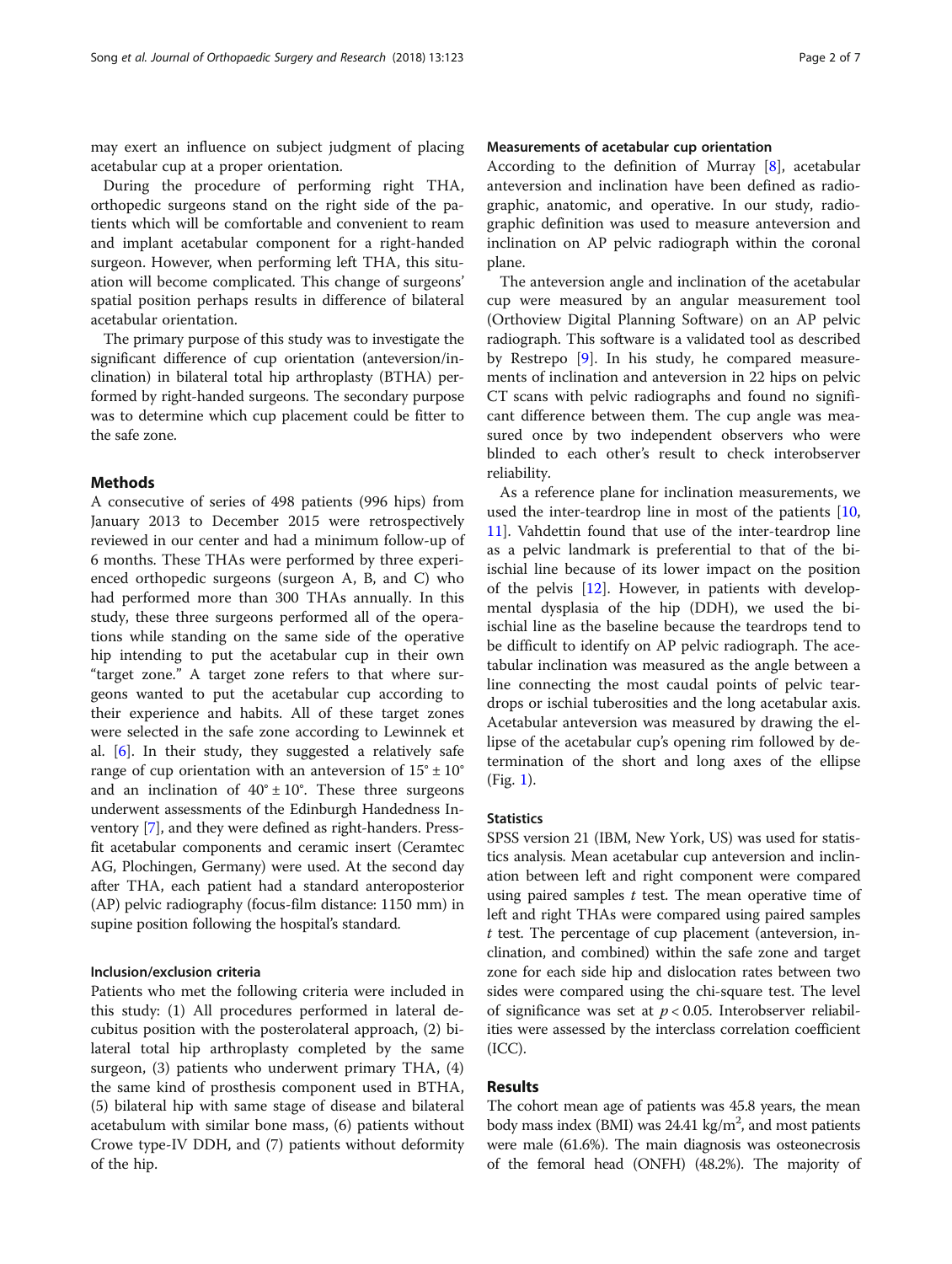may exert an influence on subject judgment of placing acetabular cup at a proper orientation.

During the procedure of performing right THA, orthopedic surgeons stand on the right side of the patients which will be comfortable and convenient to ream and implant acetabular component for a right-handed surgeon. However, when performing left THA, this situation will become complicated. This change of surgeons' spatial position perhaps results in difference of bilateral acetabular orientation.

The primary purpose of this study was to investigate the significant difference of cup orientation (anteversion/inclination) in bilateral total hip arthroplasty (BTHA) performed by right-handed surgeons. The secondary purpose was to determine which cup placement could be fitter to the safe zone.

## Methods

A consecutive of series of 498 patients (996 hips) from January 2013 to December 2015 were retrospectively reviewed in our center and had a minimum follow-up of 6 months. These THAs were performed by three experienced orthopedic surgeons (surgeon A, B, and C) who had performed more than 300 THAs annually. In this study, these three surgeons performed all of the operations while standing on the same side of the operative hip intending to put the acetabular cup in their own "target zone." A target zone refers to that where surgeons wanted to put the acetabular cup according to their experience and habits. All of these target zones were selected in the safe zone according to Lewinnek et al. [6]. In their study, they suggested a relatively safe range of cup orientation with an anteversion of $15° \pm 10°$ and an inclination of $40° \pm 10°$. These three surgeons underwent assessments of the Edinburgh Handedness Inventory [7], and they were defined as right-handers. Press-fit acetabular components and ceramic insert (Ceramtec AG, Plochingen, Germany) were used. At the second day after THA, each patient had a standard anteroposterior (AP) pelvic radiography (focus-film distance: 1150 mm) in supine position following the hospital's standard.

### Inclusion/exclusion criteria

Patients who met the following criteria were included in this study: (1) All procedures performed in lateral decubitus position with the posterolateral approach, (2) bilateral total hip arthroplasty completed by the same surgeon, (3) patients who underwent primary THA, (4) the same kind of prosthesis component used in BTHA, (5) bilateral hip with same stage of disease and bilateral acetabulum with similar bone mass, (6) patients without Crowe type-IV DDH, and (7) patients without deformity of the hip.

### Measurements of acetabular cup orientation

According to the definition of Murray [8], acetabular anteversion and inclination have been defined as radiographic, anatomic, and operative. In our study, radiographic definition was used to measure anteversion and inclination on AP pelvic radiograph within the coronal plane.

The anteversion angle and inclination of the acetabular cup were measured by an angular measurement tool (Orthoview Digital Planning Software) on an AP pelvic radiograph. This software is a validated tool as described by Restrepo [9]. In his study, he compared measurements of inclination and anteversion in 22 hips on pelvic CT scans with pelvic radiographs and found no significant difference between them. The cup angle was measured once by two independent observers who were blinded to each other's result to check interobserver reliability.

As a reference plane for inclination measurements, we used the inter-teardrop line in most of the patients [10, 11]. Vahdettin found that use of the inter-teardrop line as a pelvic landmark is preferential to that of the bi-ischial line because of its lower impact on the position of the pelvis [12]. However, in patients with developmental dysplasia of the hip (DDH), we used the bi-ischial line as the baseline because the teardrops tend to be difficult to identify on AP pelvic radiograph. The acetabular inclination was measured as the angle between a line connecting the most caudal points of pelvic teardrops or ischial tuberosities and the long acetabular axis. Acetabular anteversion was measured by drawing the ellipse of the acetabular cup's opening rim followed by determination of the short and long axes of the ellipse (Fig. 1).

### Statistics

SPSS version 21 (IBM, New York, US) was used for statistics analysis. Mean acetabular cup anteversion and inclination between left and right component were compared using paired samples *t* test. The mean operative time of left and right THAs were compared using paired samples *t* test. The percentage of cup placement (anteversion, inclination, and combined) within the safe zone and target zone for each side hip and dislocation rates between two sides were compared using the chi-square test. The level of significance was set at $p < 0.05$. Interobserver reliabilities were assessed by the interclass correlation coefficient (ICC).

## Results

The cohort mean age of patients was 45.8 years, the mean body mass index (BMI) was 24.41 kg/m$^2$, and most patients were male (61.6%). The main diagnosis was osteonecrosis of the femoral head (ONFH) (48.2%). The majority of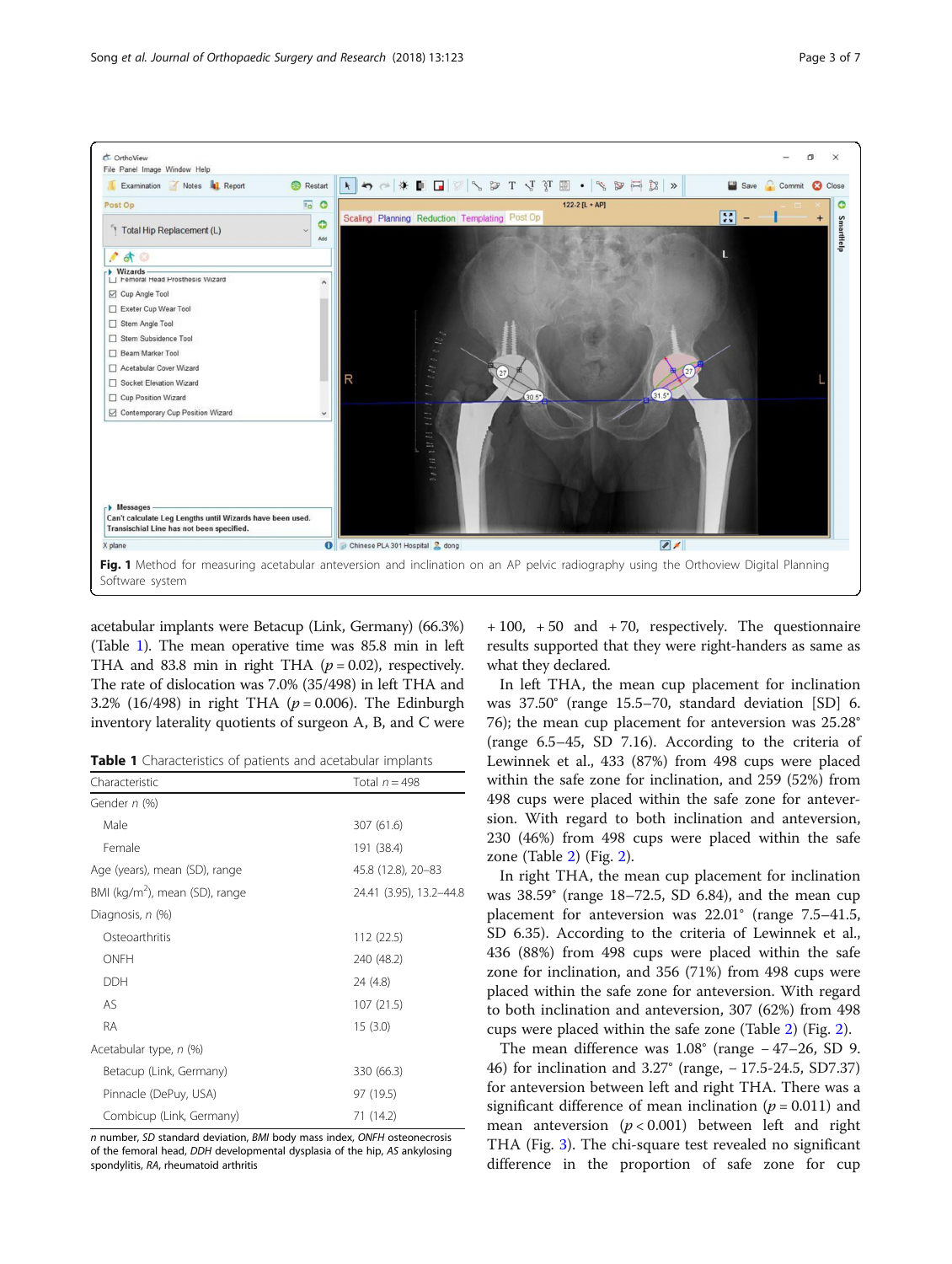Fig. 1 Method for measuring acetabular anteversion and inclination on an AP pelvic radiography using the Orthoview Digital Planning Software system

acetabular implants were Betacup (Link, Germany) (66.3%) (Table 1). The mean operative time was 85.8 min in left THA and 83.8 min in right THA ($p = 0.02$), respectively. The rate of dislocation was 7.0% (35/498) in left THA and 3.2% (16/498) in right THA ($p = 0.006$). The Edinburgh inventory laterality quotients of surgeon A, B, and C were + 100, + 50 and + 70, respectively. The questionnaire results supported that they were right-handers as same as what they declared.

**Table 1** Characteristics of patients and acetabular implants

| Characteristic | Total *n* = 498 |
|---|---|
| Gender *n* (%) | |
| Male | 307 (61.6) |
| Female | 191 (38.4) |
| Age (years), mean (SD), range | 45.8 (12.8), 20–83 |
| BMI (kg/m$^2$), mean (SD), range | 24.41 (3.95), 13.2–44.8 |
| Diagnosis, *n* (%) | |
| Osteoarthritis | 112 (22.5) |
| ONFH | 240 (48.2) |
| DDH | 24 (4.8) |
| AS | 107 (21.5) |
| RA | 15 (3.0) |
| Acetabular type, *n* (%) | |
| Betacup (Link, Germany) | 330 (66.3) |
| Pinnacle (DePuy, USA) | 97 (19.5) |
| Combicup (Link, Germany) | 71 (14.2) |

*n* number, *SD* standard deviation, *BMI* body mass index, *ONFH* osteonecrosis of the femoral head, *DDH* developmental dysplasia of the hip, *AS* ankylosing spondylitis, *RA*, rheumatoid arthritis

In left THA, the mean cup placement for inclination was 37.50° (range 15.5–70, standard deviation [SD] 6.76); the mean cup placement for anteversion was 25.28° (range 6.5–45, SD 7.16). According to the criteria of Lewinnek et al., 433 (87%) from 498 cups were placed within the safe zone for inclination, and 259 (52%) from 498 cups were placed within the safe zone for anteversion. With regard to both inclination and anteversion, 230 (46%) from 498 cups were placed within the safe zone (Table 2) (Fig. 2).

In right THA, the mean cup placement for inclination was 38.59° (range 18–72.5, SD 6.84), and the mean cup placement for anteversion was 22.01° (range 7.5–41.5, SD 6.35). According to the criteria of Lewinnek et al., 436 (88%) from 498 cups were placed within the safe zone for inclination, and 356 (71%) from 498 cups were placed within the safe zone for anteversion. With regard to both inclination and anteversion, 307 (62%) from 498 cups were placed within the safe zone (Table 2) (Fig. 2).

The mean difference was 1.08° (range − 47–26, SD 9.46) for inclination and 3.27° (range, − 17.5-24.5, SD7.37) for anteversion between left and right THA. There was a significant difference of mean inclination ($p = 0.011$) and mean anteversion ($p < 0.001$) between left and right THA (Fig. 3). The chi-square test revealed no significant difference in the proportion of safe zone for cup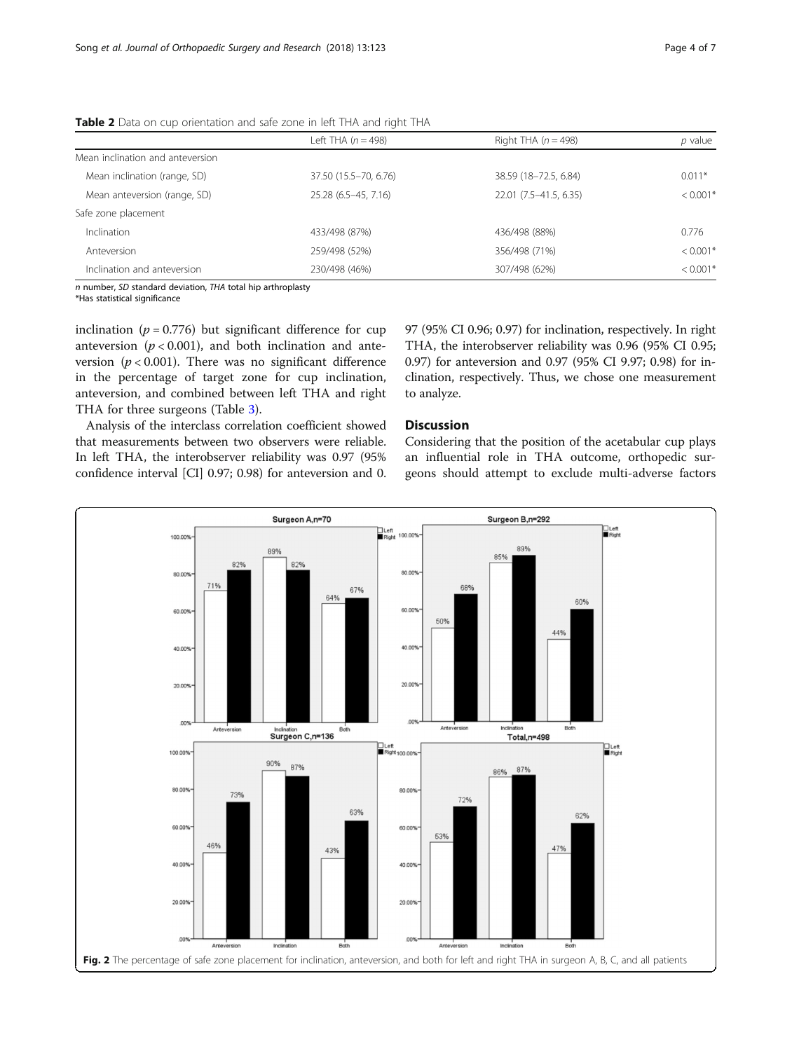**Table 2** Data on cup orientation and safe zone in left THA and right THA

| | Left THA ($n = 498$) | Right THA ($n = 498$) | $p$ value |
|---|---|---|---|
| Mean inclination and anteversion | | | |
| Mean inclination (range, SD) | 37.50 (15.5–70, 6.76) | 38.59 (18–72.5, 6.84) | 0.011* |
| Mean anteversion (range, SD) | 25.28 (6.5–45, 7.16) | 22.01 (7.5–41.5, 6.35) | < 0.001* |
| Safe zone placement | | | |
| Inclination | 433/498 (87%) | 436/498 (88%) | 0.776 |
| Anteversion | 259/498 (52%) | 356/498 (71%) | < 0.001* |
| Inclination and anteversion | 230/498 (46%) | 307/498 (62%) | < 0.001* |

*n* number, *SD* standard deviation, *THA* total hip arthroplasty
*Has statistical significance

inclination ($p = 0.776$) but significant difference for cup anteversion ($p < 0.001$), and both inclination and anteversion ($p < 0.001$). There was no significant difference in the percentage of target zone for cup inclination, anteversion, and combined between left THA and right THA for three surgeons (Table 3).

Analysis of the interclass correlation coefficient showed that measurements between two observers were reliable. In left THA, the interobserver reliability was 0.97 (95% confidence interval [CI] 0.97; 0.98) for anteversion and 0.97 (95% CI 0.96; 0.97) for inclination, respectively. In right THA, the interobserver reliability was 0.96 (95% CI 0.95; 0.97) for anteversion and 0.97 (95% CI 9.97; 0.98) for inclination, respectively. Thus, we chose one measurement to analyze.

## Discussion

Considering that the position of the acetabular cup plays an influential role in THA outcome, orthopedic surgeons should attempt to exclude multi-adverse factors

**Fig. 2** The percentage of safe zone placement for inclination, anteversion, and both for left and right THA in surgeon A, B, C, and all patients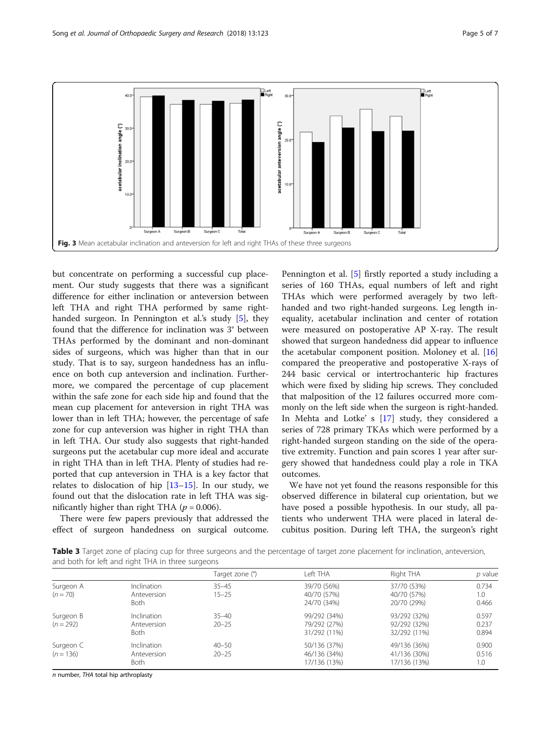Fig. 3 Mean acetabular inclination and anteversion for left and right THAs of these three surgeons

but concentrate on performing a successful cup placement. Our study suggests that there was a significant difference for either inclination or anteversion between left THA and right THA performed by same right-handed surgeon. In Pennington et al.'s study [5], they found that the difference for inclination was 3° between THAs performed by the dominant and non-dominant sides of surgeons, which was higher than that in our study. That is to say, surgeon handedness has an influence on both cup anteversion and inclination. Furthermore, we compared the percentage of cup placement within the safe zone for each side hip and found that the mean cup placement for anteversion in right THA was lower than in left THA; however, the percentage of safe zone for cup anteversion was higher in right THA than in left THA. Our study also suggests that right-handed surgeons put the acetabular cup more ideal and accurate in right THA than in left THA. Plenty of studies had reported that cup anteversion in THA is a key factor that relates to dislocation of hip [13–15]. In our study, we found out that the dislocation rate in left THA was significantly higher than right THA ($p = 0.006$).

There were few papers previously that addressed the effect of surgeon handedness on surgical outcome. Pennington et al. [5] firstly reported a study including a series of 160 THAs, equal numbers of left and right THAs which were performed averagely by two left-handed and two right-handed surgeons. Leg length inequality, acetabular inclination and center of rotation were measured on postoperative AP X-ray. The result showed that surgeon handedness did appear to influence the acetabular component position. Moloney et al. [16] compared the preoperative and postoperative X-rays of 244 basic cervical or intertrochanteric hip fractures which were fixed by sliding hip screws. They concluded that malposition of the 12 failures occurred more commonly on the left side when the surgeon is right-handed. In Mehta and Lotke' s [17] study, they considered a series of 728 primary TKAs which were performed by a right-handed surgeon standing on the side of the operative extremity. Function and pain scores 1 year after surgery showed that handedness could play a role in TKA outcomes.

We have not yet found the reasons responsible for this observed difference in bilateral cup orientation, but we have posed a possible hypothesis. In our study, all patients who underwent THA were placed in lateral decubitus position. During left THA, the surgeon's right

**Table 3** Target zone of placing cup for three surgeons and the percentage of target zone placement for inclination, anteversion, and both for left and right THA in three surgeons

| | | Target zone (°) | Left THA | Right THA | *p* value |
|---|---|---|---|---|---|
| Surgeon A ($n = 70$) | Inclination | 35–45 | 39/70 (56%) | 37/70 (53%) | 0.734 |
| | Anteversion | 15–25 | 40/70 (57%) | 40/70 (57%) | 1.0 |
| | Both | | 24/70 (34%) | 20/70 (29%) | 0.466 |
| Surgeon B ($n = 292$) | Inclination | 35–40 | 99/292 (34%) | 93/292 (32%) | 0.597 |
| | Anteversion | 20–25 | 79/292 (27%) | 92/292 (32%) | 0.237 |
| | Both | | 31/292 (11%) | 32/292 (11%) | 0.894 |
| Surgeon C ($n = 136$) | Inclination | 40–50 | 50/136 (37%) | 49/136 (36%) | 0.900 |
| | Anteversion | 20–25 | 46/136 (34%) | 41/136 (30%) | 0.516 |
| | Both | | 17/136 (13%) | 17/136 (13%) | 1.0 |

*n* number, *THA* total hip arthroplasty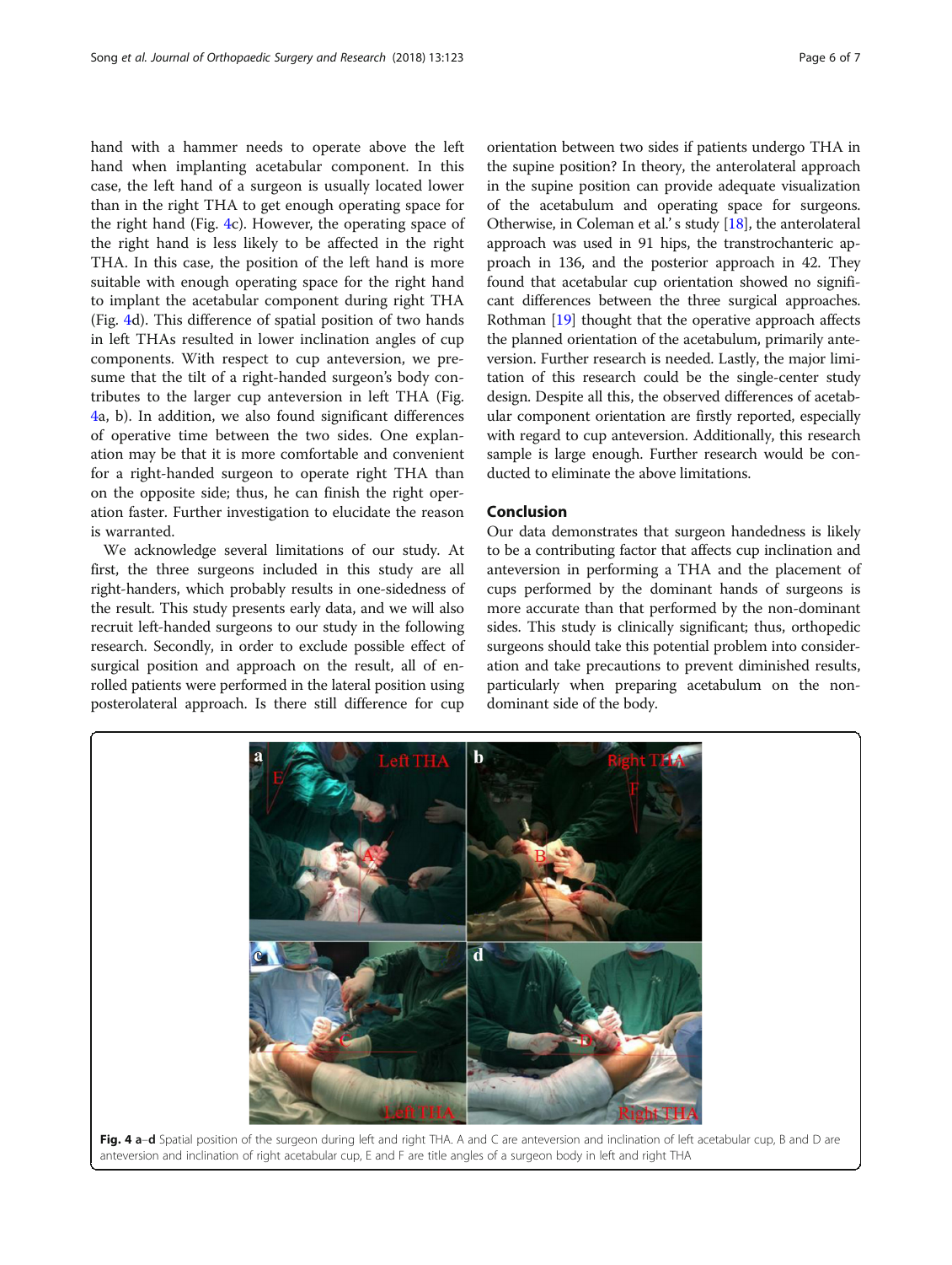hand with a hammer needs to operate above the left hand when implanting acetabular component. In this case, the left hand of a surgeon is usually located lower than in the right THA to get enough operating space for the right hand (Fig. 4c). However, the operating space of the right hand is less likely to be affected in the right THA. In this case, the position of the left hand is more suitable with enough operating space for the right hand to implant the acetabular component during right THA (Fig. 4d). This difference of spatial position of two hands in left THAs resulted in lower inclination angles of cup components. With respect to cup anteversion, we presume that the tilt of a right-handed surgeon's body contributes to the larger cup anteversion in left THA (Fig. 4a, b). In addition, we also found significant differences of operative time between the two sides. One explanation may be that it is more comfortable and convenient for a right-handed surgeon to operate right THA than on the opposite side; thus, he can finish the right operation faster. Further investigation to elucidate the reason is warranted.

We acknowledge several limitations of our study. At first, the three surgeons included in this study are all right-handers, which probably results in one-sidedness of the result. This study presents early data, and we will also recruit left-handed surgeons to our study in the following research. Secondly, in order to exclude possible effect of surgical position and approach on the result, all of enrolled patients were performed in the lateral position using posterolateral approach. Is there still difference for cup orientation between two sides if patients undergo THA in the supine position? In theory, the anterolateral approach in the supine position can provide adequate visualization of the acetabulum and operating space for surgeons. Otherwise, in Coleman et al.' s study [18], the anterolateral approach was used in 91 hips, the transtrochanteric approach in 136, and the posterior approach in 42. They found that acetabular cup orientation showed no significant differences between the three surgical approaches. Rothman [19] thought that the operative approach affects the planned orientation of the acetabulum, primarily anteversion. Further research is needed. Lastly, the major limitation of this research could be the single-center study design. Despite all this, the observed differences of acetabular component orientation are firstly reported, especially with regard to cup anteversion. Additionally, this research sample is large enough. Further research would be conducted to eliminate the above limitations.

## Conclusion

Our data demonstrates that surgeon handedness is likely to be a contributing factor that affects cup inclination and anteversion in performing a THA and the placement of cups performed by the dominant hands of surgeons is more accurate than that performed by the non-dominant sides. This study is clinically significant; thus, orthopedic surgeons should take this potential problem into consideration and take precautions to prevent diminished results, particularly when preparing acetabulum on the non-dominant side of the body.

**Fig. 4 a–d** Spatial position of the surgeon during left and right THA. A and C are anteversion and inclination of left acetabular cup, B and D are anteversion and inclination of right acetabular cup, E and F are title angles of a surgeon body in left and right THA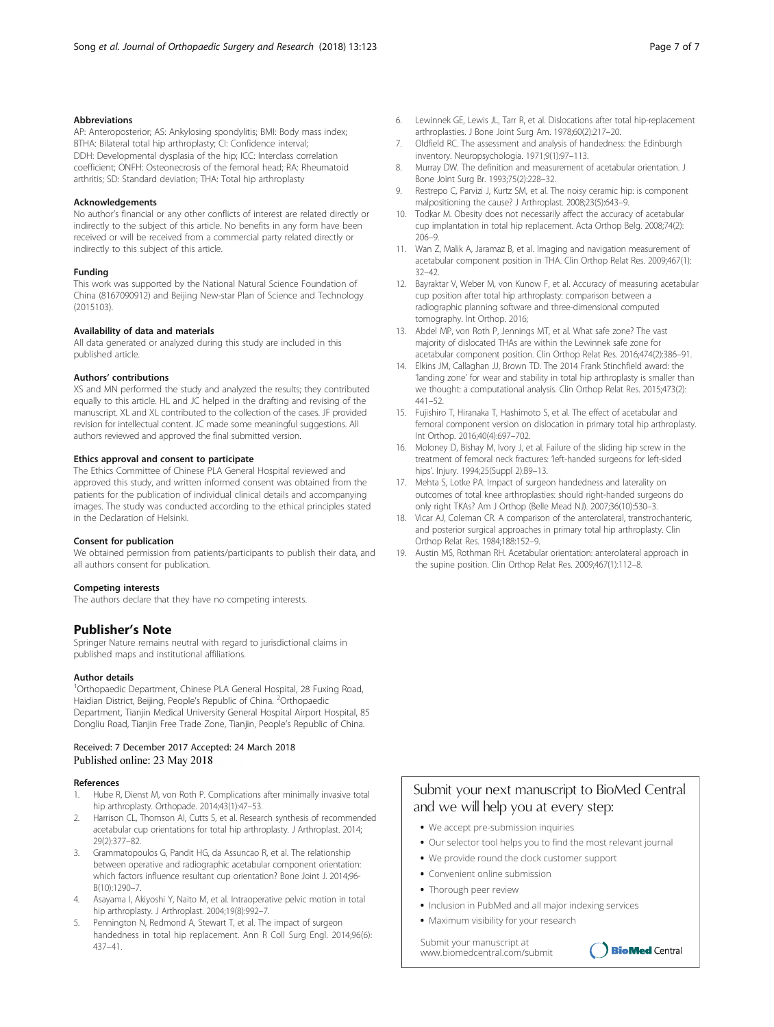#### Abbreviations

AP: Anteroposterior; AS: Ankylosing spondylitis; BMI: Body mass index; BTHA: Bilateral total hip arthroplasty; CI: Confidence interval; DDH: Developmental dysplasia of the hip; ICC: Interclass correlation coefficient; ONFH: Osteonecrosis of the femoral head; RA: Rheumatoid arthritis; SD: Standard deviation; THA: Total hip arthroplasty

#### Acknowledgements

No author's financial or any other conflicts of interest are related directly or indirectly to the subject of this article. No benefits in any form have been received or will be received from a commercial party related directly or indirectly to this subject of this article.

#### Funding

This work was supported by the National Natural Science Foundation of China (8167090912) and Beijing New-star Plan of Science and Technology (2015103).

#### Availability of data and materials

All data generated or analyzed during this study are included in this published article.

#### Authors' contributions

XS and MN performed the study and analyzed the results; they contributed equally to this article. HL and JC helped in the drafting and revising of the manuscript. XL and XL contributed to the collection of the cases. JF provided revision for intellectual content. JC made some meaningful suggestions. All authors reviewed and approved the final submitted version.

#### Ethics approval and consent to participate

The Ethics Committee of Chinese PLA General Hospital reviewed and approved this study, and written informed consent was obtained from the patients for the publication of individual clinical details and accompanying images. The study was conducted according to the ethical principles stated in the Declaration of Helsinki.

#### Consent for publication

We obtained permission from patients/participants to publish their data, and all authors consent for publication.

#### Competing interests

The authors declare that they have no competing interests.

### Publisher's Note

Springer Nature remains neutral with regard to jurisdictional claims in published maps and institutional affiliations.

#### Author details

[1]Orthopaedic Department, Chinese PLA General Hospital, 28 Fuxing Road, Haidian District, Beijing, People's Republic of China. [2]Orthopaedic Department, Tianjin Medical University General Hospital Airport Hospital, 85 Dongliu Road, Tianjin Free Trade Zone, Tianjin, People's Republic of China.

Received: 7 December 2017 Accepted: 24 March 2018
Published online: 23 May 2018

#### References

1. Hube R, Dienst M, von Roth P. Complications after minimally invasive total hip arthroplasty. Orthopade. 2014;43(1):47–53.
2. Harrison CL, Thomson AI, Cutts S, et al. Research synthesis of recommended acetabular cup orientations for total hip arthroplasty. J Arthroplast. 2014; 29(2):377–82.
3. Grammatopoulos G, Pandit HG, da Assuncao R, et al. The relationship between operative and radiographic acetabular component orientation: which factors influence resultant cup orientation? Bone Joint J. 2014;96-B(10):1290–7.
4. Asayama I, Akiyoshi Y, Naito M, et al. Intraoperative pelvic motion in total hip arthroplasty. J Arthroplast. 2004;19(8):992–7.
5. Pennington N, Redmond A, Stewart T, et al. The impact of surgeon handedness in total hip replacement. Ann R Coll Surg Engl. 2014;96(6): 437–41.
6. Lewinnek GE, Lewis JL, Tarr R, et al. Dislocations after total hip-replacement arthroplasties. J Bone Joint Surg Am. 1978;60(2):217–20.
7. Oldfield RC. The assessment and analysis of handedness: the Edinburgh inventory. Neuropsychologia. 1971;9(1):97–113.
8. Murray DW. The definition and measurement of acetabular orientation. J Bone Joint Surg Br. 1993;75(2):228–32.
9. Restrepo C, Parvizi J, Kurtz SM, et al. The noisy ceramic hip: is component malpositioning the cause? J Arthroplast. 2008;23(5):643–9.
10. Todkar M. Obesity does not necessarily affect the accuracy of acetabular cup implantation in total hip replacement. Acta Orthop Belg. 2008;74(2): 206–9.
11. Wan Z, Malik A, Jaramaz B, et al. Imaging and navigation measurement of acetabular component position in THA. Clin Orthop Relat Res. 2009;467(1): 32–42.
12. Bayraktar V, Weber M, von Kunow F, et al. Accuracy of measuring acetabular cup position after total hip arthroplasty: comparison between a radiographic planning software and three-dimensional computed tomography. Int Orthop. 2016;
13. Abdel MP, von Roth P, Jennings MT, et al. What safe zone? The vast majority of dislocated THAs are within the Lewinnek safe zone for acetabular component position. Clin Orthop Relat Res. 2016;474(2):386–91.
14. Elkins JM, Callaghan JJ, Brown TD. The 2014 Frank Stinchfield award: the 'landing zone' for wear and stability in total hip arthroplasty is smaller than we thought: a computational analysis. Clin Orthop Relat Res. 2015;473(2): 441–52.
15. Fujishiro T, Hiranaka T, Hashimoto S, et al. The effect of acetabular and femoral component version on dislocation in primary total hip arthroplasty. Int Orthop. 2016;40(4):697–702.
16. Moloney D, Bishay M, Ivory J, et al. Failure of the sliding hip screw in the treatment of femoral neck fractures: 'left-handed surgeons for left-sided hips'. Injury. 1994;25(Suppl 2):B9–13.
17. Mehta S, Lotke PA. Impact of surgeon handedness and laterality on outcomes of total knee arthroplasties: should right-handed surgeons do only right TKAs? Am J Orthop (Belle Mead NJ). 2007;36(10):530–3.
18. Vicar AJ, Coleman CR. A comparison of the anterolateral, transtrochanteric, and posterior surgical approaches in primary total hip arthroplasty. Clin Orthop Relat Res. 1984;188:152–9.
19. Austin MS, Rothman RH. Acetabular orientation: anterolateral approach in the supine position. Clin Orthop Relat Res. 2009;467(1):112–8.

Submit your next manuscript to BioMed Central and we will help you at every step:

- We accept pre-submission inquiries
- Our selector tool helps you to find the most relevant journal
- We provide round the clock customer support
- Convenient online submission
- Thorough peer review
- Inclusion in PubMed and all major indexing services
- Maximum visibility for your research

Submit your manuscript at www.biomedcentral.com/submit